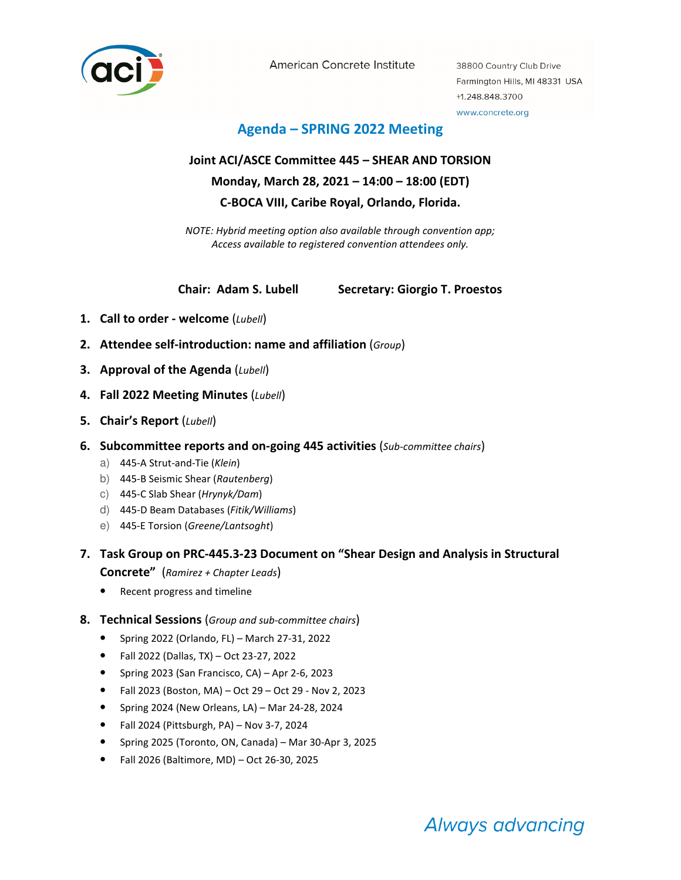American Concrete Institute

38800 Country Club Drive
Farmington Hills, MI 48331 USA
+1.248.848.3700
www.concrete.org

# Agenda – SPRING 2022 Meeting

**Joint ACI/ASCE Committee 445 – SHEAR AND TORSION**
**Monday, March 28, 2021 – 14:00 – 18:00 (EDT)**
**C-BOCA VIII, Caribe Royal, Orlando, Florida.**

*NOTE: Hybrid meeting option also available through convention app;*
*Access available to registered convention attendees only.*

**Chair: Adam S. Lubell** **Secretary: Giorgio T. Proestos**

1. **Call to order - welcome** (*Lubell*)
2. **Attendee self-introduction: name and affiliation** (*Group*)
3. **Approval of the Agenda** (*Lubell*)
4. **Fall 2022 Meeting Minutes** (*Lubell*)
5. **Chair's Report** (*Lubell*)
6. **Subcommittee reports and on-going 445 activities** (*Sub-committee chairs*)
   a) 445-A Strut-and-Tie (*Klein*)
   b) 445-B Seismic Shear (*Rautenberg*)
   c) 445-C Slab Shear (*Hrynyk/Dam*)
   d) 445-D Beam Databases (*Fitik/Williams*)
   e) 445-E Torsion (*Greene/Lantsoght*)
7. **Task Group on PRC-445.3-23 Document on "Shear Design and Analysis in Structural Concrete"** (*Ramirez + Chapter Leads*)
   - Recent progress and timeline
8. **Technical Sessions** (*Group and sub-committee chairs*)
   - Spring 2022 (Orlando, FL) – March 27-31, 2022
   - Fall 2022 (Dallas, TX) – Oct 23-27, 2022
   - Spring 2023 (San Francisco, CA) – Apr 2-6, 2023
   - Fall 2023 (Boston, MA) – Oct 29 – Oct 29 - Nov 2, 2023
   - Spring 2024 (New Orleans, LA) – Mar 24-28, 2024
   - Fall 2024 (Pittsburgh, PA) – Nov 3-7, 2024
   - Spring 2025 (Toronto, ON, Canada) – Mar 30-Apr 3, 2025
   - Fall 2026 (Baltimore, MD) – Oct 26-30, 2025

*Always advancing*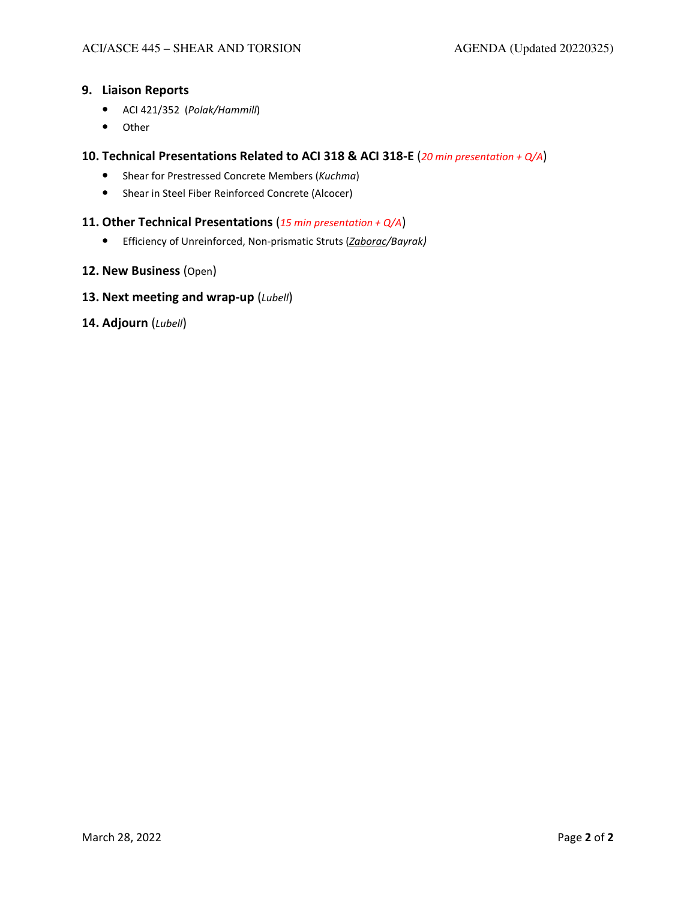## 9. Liaison Reports

- ACI 421/352 (*Polak/Hammill*)
- Other

## 10. Technical Presentations Related to ACI 318 & ACI 318-E (*20 min presentation + Q/A*)

- Shear for Prestressed Concrete Members (*Kuchma*)
- Shear in Steel Fiber Reinforced Concrete (Alcocer)

## 11. Other Technical Presentations (*15 min presentation + Q/A*)

- Efficiency of Unreinforced, Non-prismatic Struts (*Zaborac/Bayrak)*

## 12. New Business (Open)

## 13. Next meeting and wrap-up (*Lubell*)

## 14. Adjourn (*Lubell*)

March 28, 2022